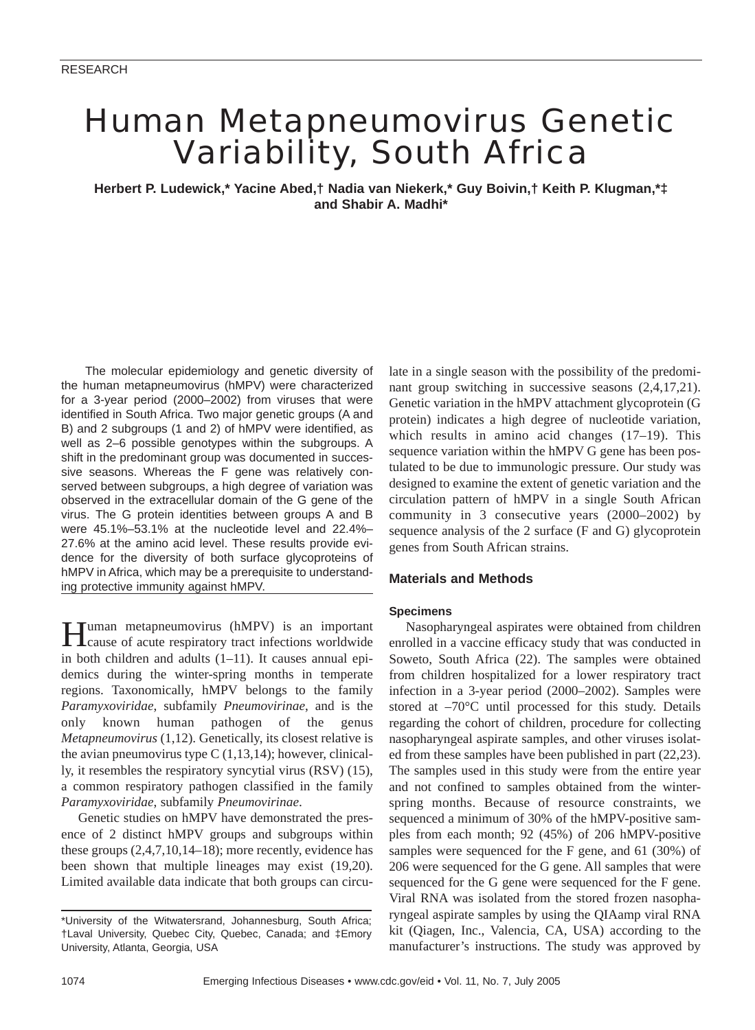RESEARCH

# Human Metapneumovirus Genetic Variability, South Africa

**Herbert P. Ludewick,* Yacine Abed,† Nadia van Niekerk,* Guy Boivin,† Keith P. Klugman,*‡ and Shabir A. Madhi***

The molecular epidemiology and genetic diversity of the human metapneumovirus (hMPV) were characterized for a 3-year period (2000–2002) from viruses that were identified in South Africa. Two major genetic groups (A and B) and 2 subgroups (1 and 2) of hMPV were identified, as well as 2–6 possible genotypes within the subgroups. A shift in the predominant group was documented in successive seasons. Whereas the F gene was relatively conserved between subgroups, a high degree of variation was observed in the extracellular domain of the G gene of the virus. The G protein identities between groups A and B were 45.1%–53.1% at the nucleotide level and 22.4%–27.6% at the amino acid level. These results provide evidence for the diversity of both surface glycoproteins of hMPV in Africa, which may be a prerequisite to understanding protective immunity against hMPV.

Human metapneumovirus (hMPV) is an important cause of acute respiratory tract infections worldwide in both children and adults (1–11). It causes annual epidemics during the winter-spring months in temperate regions. Taxonomically, hMPV belongs to the family *Paramyxoviridae*, subfamily *Pneumovirinae*, and is the only known human pathogen of the genus *Metapneumovirus* (1,12). Genetically, its closest relative is the avian pneumovirus type C (1,13,14); however, clinically, it resembles the respiratory syncytial virus (RSV) (15), a common respiratory pathogen classified in the family *Paramyxoviridae*, subfamily *Pneumovirinae*.

Genetic studies on hMPV have demonstrated the presence of 2 distinct hMPV groups and subgroups within these groups (2,4,7,10,14–18); more recently, evidence has been shown that multiple lineages may exist (19,20). Limited available data indicate that both groups can circulate in a single season with the possibility of the predominant group switching in successive seasons (2,4,17,21). Genetic variation in the hMPV attachment glycoprotein (G protein) indicates a high degree of nucleotide variation, which results in amino acid changes (17–19). This sequence variation within the hMPV G gene has been postulated to be due to immunologic pressure. Our study was designed to examine the extent of genetic variation and the circulation pattern of hMPV in a single South African community in 3 consecutive years (2000–2002) by sequence analysis of the 2 surface (F and G) glycoprotein genes from South African strains.

## Materials and Methods

### Specimens

Nasopharyngeal aspirates were obtained from children enrolled in a vaccine efficacy study that was conducted in Soweto, South Africa (22). The samples were obtained from children hospitalized for a lower respiratory tract infection in a 3-year period (2000–2002). Samples were stored at –70°C until processed for this study. Details regarding the cohort of children, procedure for collecting nasopharyngeal aspirate samples, and other viruses isolated from these samples have been published in part (22,23). The samples used in this study were from the entire year and not confined to samples obtained from the winter-spring months. Because of resource constraints, we sequenced a minimum of 30% of the hMPV-positive samples from each month; 92 (45%) of 206 hMPV-positive samples were sequenced for the F gene, and 61 (30%) of 206 were sequenced for the G gene. All samples that were sequenced for the G gene were sequenced for the F gene. Viral RNA was isolated from the stored frozen nasopharyngeal aspirate samples by using the QIAamp viral RNA kit (Qiagen, Inc., Valencia, CA, USA) according to the manufacturer's instructions. The study was approved by

*University of the Witwatersrand, Johannesburg, South Africa; †Laval University, Quebec City, Quebec, Canada; and ‡Emory University, Atlanta, Georgia, USA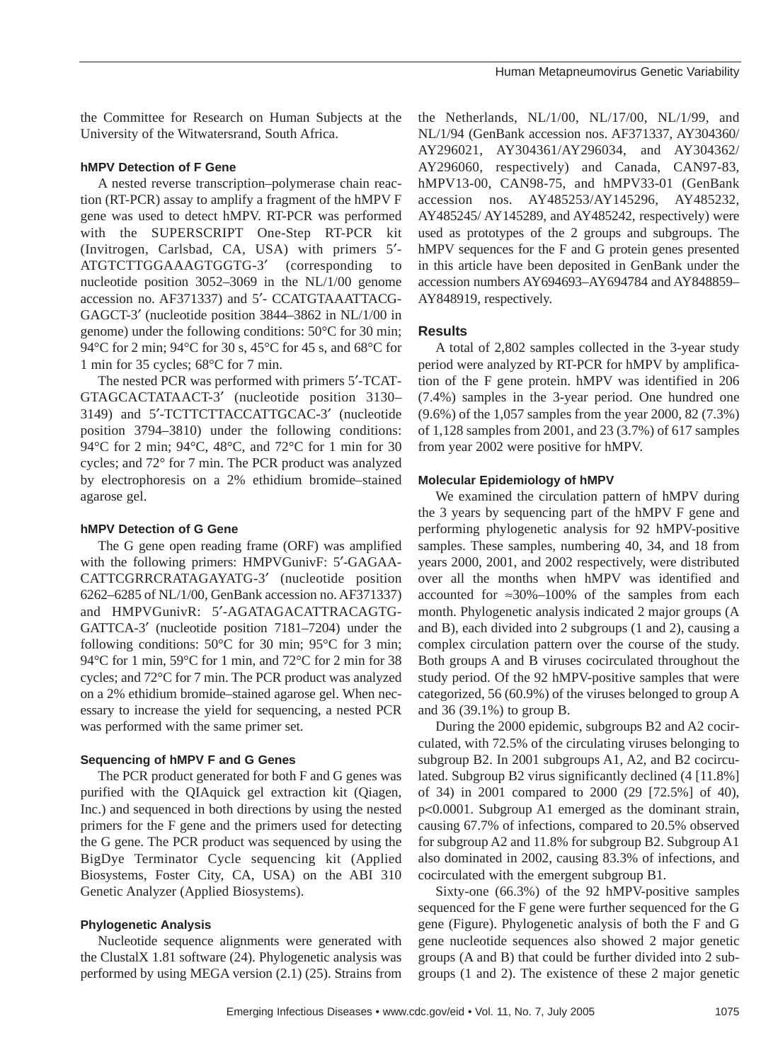the Committee for Research on Human Subjects at the University of the Witwatersrand, South Africa.

### hMPV Detection of F Gene

A nested reverse transcription–polymerase chain reaction (RT-PCR) assay to amplify a fragment of the hMPV F gene was used to detect hMPV. RT-PCR was performed with the SUPERSCRIPT One-Step RT-PCR kit (Invitrogen, Carlsbad, CA, USA) with primers 5′-ATGTCTTGGAAAGTGGTG-3′ (corresponding to nucleotide position 3052–3069 in the NL/1/00 genome accession no. AF371337) and 5′- CCATGTAAATTACG-GAGCT-3′ (nucleotide position 3844–3862 in NL/1/00 in genome) under the following conditions: 50°C for 30 min; 94°C for 2 min; 94°C for 30 s, 45°C for 45 s, and 68°C for 1 min for 35 cycles; 68°C for 7 min.

The nested PCR was performed with primers 5′-TCAT-GTAGCACTATAACT-3′ (nucleotide position 3130–3149) and 5′-TCTTCTTACCATTGCAC-3′ (nucleotide position 3794–3810) under the following conditions: 94°C for 2 min; 94°C, 48°C, and 72°C for 1 min for 30 cycles; and 72° for 7 min. The PCR product was analyzed by electrophoresis on a 2% ethidium bromide–stained agarose gel.

### hMPV Detection of G Gene

The G gene open reading frame (ORF) was amplified with the following primers: HMPVGunivF: 5′-GAGAA-CATTCGRRCRATAGAYATG-3′ (nucleotide position 6262–6285 of NL/1/00, GenBank accession no. AF371337) and HMPVGunivR: 5′-AGATAGACATTRACAGTG-GATTCA-3′ (nucleotide position 7181–7204) under the following conditions: 50°C for 30 min; 95°C for 3 min; 94°C for 1 min, 59°C for 1 min, and 72°C for 2 min for 38 cycles; and 72°C for 7 min. The PCR product was analyzed on a 2% ethidium bromide–stained agarose gel. When necessary to increase the yield for sequencing, a nested PCR was performed with the same primer set.

### Sequencing of hMPV F and G Genes

The PCR product generated for both F and G genes was purified with the QIAquick gel extraction kit (Qiagen, Inc.) and sequenced in both directions by using the nested primers for the F gene and the primers used for detecting the G gene. The PCR product was sequenced by using the BigDye Terminator Cycle sequencing kit (Applied Biosystems, Foster City, CA, USA) on the ABI 310 Genetic Analyzer (Applied Biosystems).

### Phylogenetic Analysis

Nucleotide sequence alignments were generated with the ClustalX 1.81 software (24). Phylogenetic analysis was performed by using MEGA version (2.1) (25). Strains from the Netherlands, NL/1/00, NL/17/00, NL/1/99, and NL/1/94 (GenBank accession nos. AF371337, AY304360/AY296021, AY304361/AY296034, and AY304362/AY296060, respectively) and Canada, CAN97-83, hMPV13-00, CAN98-75, and hMPV33-01 (GenBank accession nos. AY485253/AY145296, AY485232, AY485245/ AY145289, and AY485242, respectively) were used as prototypes of the 2 groups and subgroups. The hMPV sequences for the F and G protein genes presented in this article have been deposited in GenBank under the accession numbers AY694693–AY694784 and AY848859–AY848919, respectively.

## Results

A total of 2,802 samples collected in the 3-year study period were analyzed by RT-PCR for hMPV by amplification of the F gene protein. hMPV was identified in 206 (7.4%) samples in the 3-year period. One hundred one (9.6%) of the 1,057 samples from the year 2000, 82 (7.3%) of 1,128 samples from 2001, and 23 (3.7%) of 617 samples from year 2002 were positive for hMPV.

### Molecular Epidemiology of hMPV

We examined the circulation pattern of hMPV during the 3 years by sequencing part of the hMPV F gene and performing phylogenetic analysis for 92 hMPV-positive samples. These samples, numbering 40, 34, and 18 from years 2000, 2001, and 2002 respectively, were distributed over all the months when hMPV was identified and accounted for ≈30%–100% of the samples from each month. Phylogenetic analysis indicated 2 major groups (A and B), each divided into 2 subgroups (1 and 2), causing a complex circulation pattern over the course of the study. Both groups A and B viruses cocirculated throughout the study period. Of the 92 hMPV-positive samples that were categorized, 56 (60.9%) of the viruses belonged to group A and 36 (39.1%) to group B.

During the 2000 epidemic, subgroups B2 and A2 cocirculated, with 72.5% of the circulating viruses belonging to subgroup B2. In 2001 subgroups A1, A2, and B2 cocirculated. Subgroup B2 virus significantly declined (4 [11.8%] of 34) in 2001 compared to 2000 (29 [72.5%] of 40), $p<0.0001$. Subgroup A1 emerged as the dominant strain, causing 67.7% of infections, compared to 20.5% observed for subgroup A2 and 11.8% for subgroup B2. Subgroup A1 also dominated in 2002, causing 83.3% of infections, and cocirculated with the emergent subgroup B1.

Sixty-one (66.3%) of the 92 hMPV-positive samples sequenced for the F gene were further sequenced for the G gene (Figure). Phylogenetic analysis of both the F and G gene nucleotide sequences also showed 2 major genetic groups (A and B) that could be further divided into 2 subgroups (1 and 2). The existence of these 2 major genetic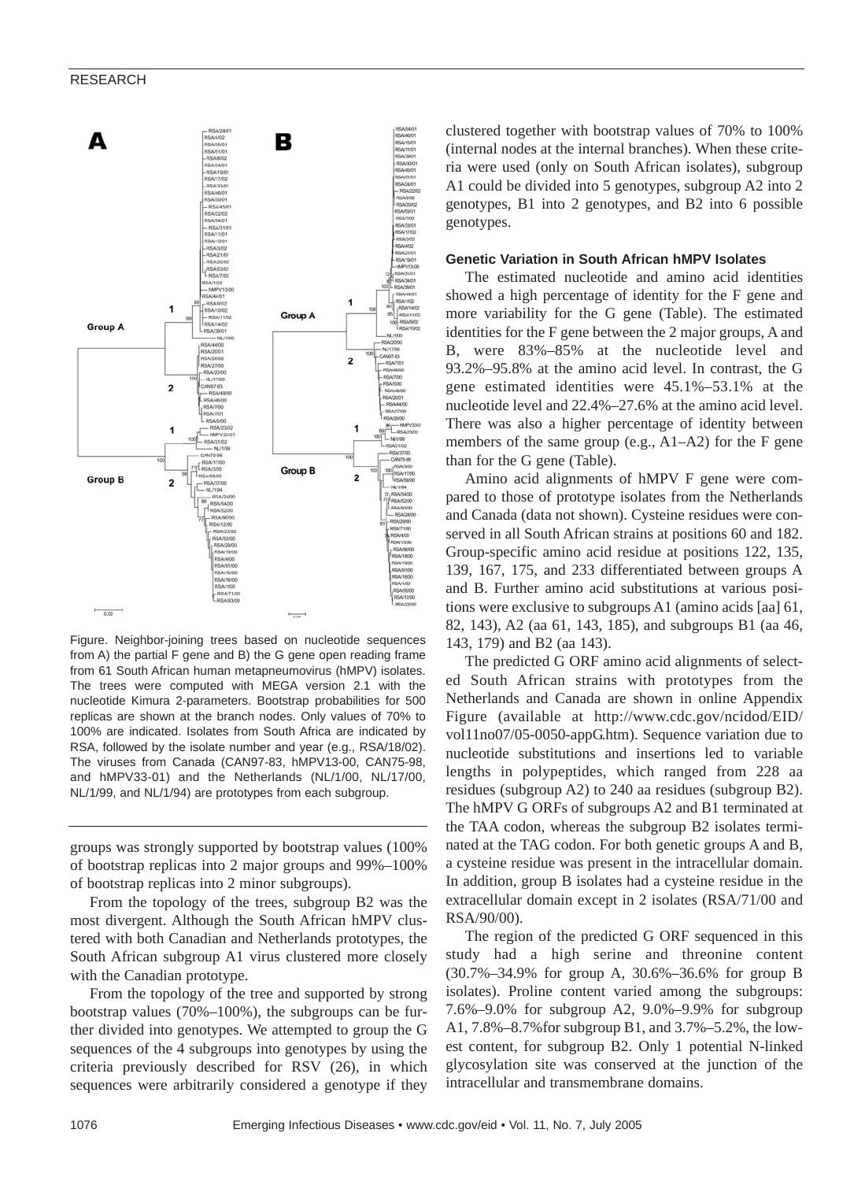Figure. Neighbor-joining trees based on nucleotide sequences from A) the partial F gene and B) the G gene open reading frame from 61 South African human metapneumovirus (hMPV) isolates. The trees were computed with MEGA version 2.1 with the nucleotide Kimura 2-parameters. Bootstrap probabilities for 500 replicas are shown at the branch nodes. Only values of 70% to 100% are indicated. Isolates from South Africa are indicated by RSA, followed by the isolate number and year (e.g., RSA/18/02). The viruses from Canada (CAN97-83, hMPV13-00, CAN75-98, and hMPV33-01) and the Netherlands (NL/1/00, NL/17/00, NL/1/99, and NL/1/94) are prototypes from each subgroup.

groups was strongly supported by bootstrap values (100% of bootstrap replicas into 2 major groups and 99%–100% of bootstrap replicas into 2 minor subgroups).

From the topology of the trees, subgroup B2 was the most divergent. Although the South African hMPV clustered with both Canadian and Netherlands prototypes, the South African subgroup A1 virus clustered more closely with the Canadian prototype.

From the topology of the tree and supported by strong bootstrap values (70%–100%), the subgroups can be further divided into genotypes. We attempted to group the G sequences of the 4 subgroups into genotypes by using the criteria previously described for RSV (26), in which sequences were arbitrarily considered a genotype if they clustered together with bootstrap values of 70% to 100% (internal nodes at the internal branches). When these criteria were used (only on South African isolates), subgroup A1 could be divided into 5 genotypes, subgroup A2 into 2 genotypes, B1 into 2 genotypes, and B2 into 6 possible genotypes.

### Genetic Variation in South African hMPV Isolates

The estimated nucleotide and amino acid identities showed a high percentage of identity for the F gene and more variability for the G gene (Table). The estimated identities for the F gene between the 2 major groups, A and B, were 83%–85% at the nucleotide level and 93.2%–95.8% at the amino acid level. In contrast, the G gene estimated identities were 45.1%–53.1% at the nucleotide level and 22.4%–27.6% at the amino acid level. There was also a higher percentage of identity between members of the same group (e.g., A1–A2) for the F gene than for the G gene (Table).

Amino acid alignments of hMPV F gene were compared to those of prototype isolates from the Netherlands and Canada (data not shown). Cysteine residues were conserved in all South African strains at positions 60 and 182. Group-specific amino acid residue at positions 122, 135, 139, 167, 175, and 233 differentiated between groups A and B. Further amino acid substitutions at various positions were exclusive to subgroups A1 (amino acids [aa] 61, 82, 143), A2 (aa 61, 143, 185), and subgroups B1 (aa 46, 143, 179) and B2 (aa 143).

The predicted G ORF amino acid alignments of selected South African strains with prototypes from the Netherlands and Canada are shown in online Appendix Figure (available at http://www.cdc.gov/ncidod/EID/vol11no07/05-0050-appG.htm). Sequence variation due to nucleotide substitutions and insertions led to variable lengths in polypeptides, which ranged from 228 aa residues (subgroup A2) to 240 aa residues (subgroup B2). The hMPV G ORFs of subgroups A2 and B1 terminated at the TAA codon, whereas the subgroup B2 isolates terminated at the TAG codon. For both genetic groups A and B, a cysteine residue was present in the intracellular domain. In addition, group B isolates had a cysteine residue in the extracellular domain except in 2 isolates (RSA/71/00 and RSA/90/00).

The region of the predicted G ORF sequenced in this study had a high serine and threonine content (30.7%–34.9% for group A, 30.6%–36.6% for group B isolates). Proline content varied among the subgroups: 7.6%–9.0% for subgroup A2, 9.0%–9.9% for subgroup A1, 7.8%–8.7%for subgroup B1, and 3.7%–5.2%, the lowest content, for subgroup B2. Only 1 potential N-linked glycosylation site was conserved at the junction of the intracellular and transmembrane domains.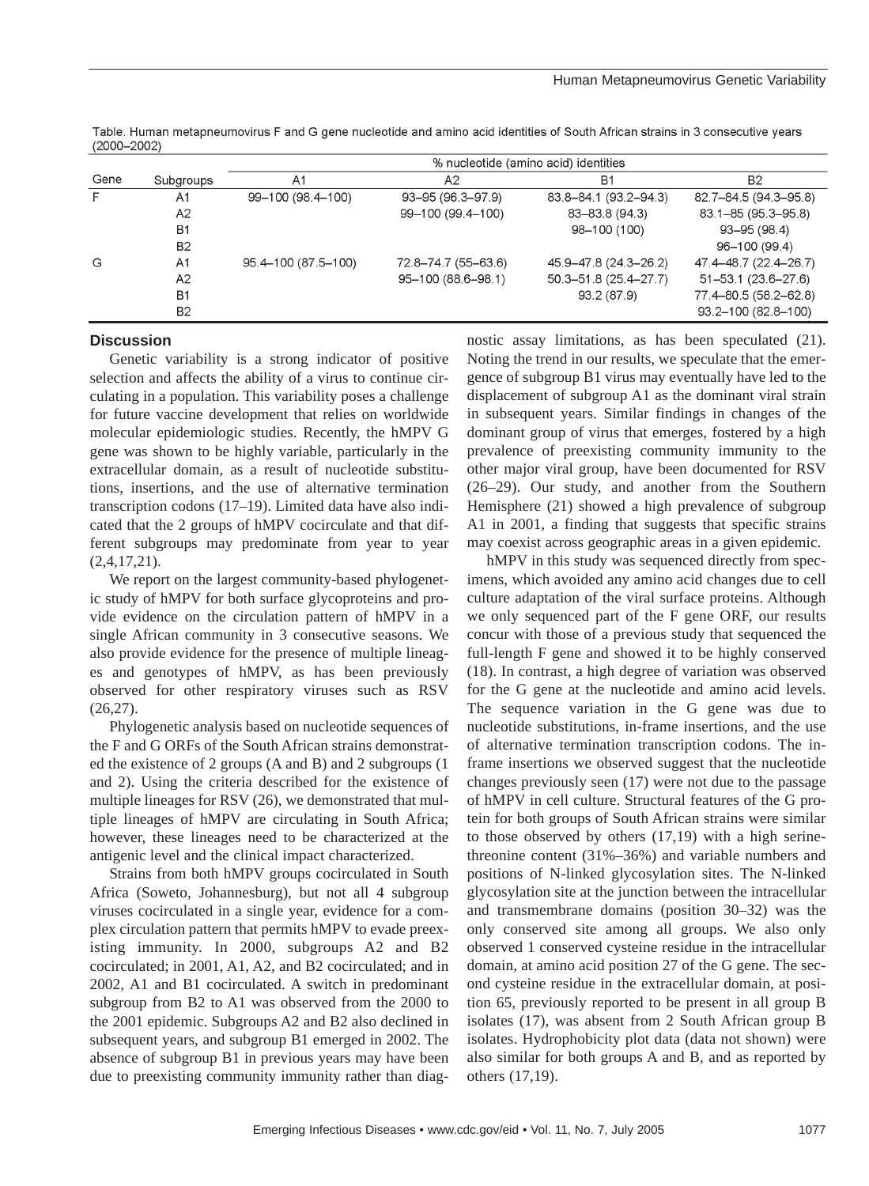Table. Human metapneumovirus F and G gene nucleotide and amino acid identities of South African strains in 3 consecutive years (2000–2002)

| Gene | Subgroups | % nucleotide (amino acid) identities | | | |
|---|---|---|---|---|---|
| | | A1 | A2 | B1 | B2 |
| F | A1 | 99–100 (98.4–100) | 93–95 (96.3–97.9) | 83.8–84.1 (93.2–94.3) | 82.7–84.5 (94.3–95.8) |
| | A2 | | 99–100 (99.4–100) | 83–83.8 (94.3) | 83.1–85 (95.3–95.8) |
| | B1 | | | 98–100 (100) | 93–95 (98.4) |
| | B2 | | | | 96–100 (99.4) |
| G | A1 | 95.4–100 (87.5–100) | 72.8–74.7 (55–63.6) | 45.9–47.8 (24.3–26.2) | 47.4–48.7 (22.4–26.7) |
| | A2 | | 95–100 (88.6–98.1) | 50.3–51.8 (25.4–27.7) | 51–53.1 (23.6–27.6) |
| | B1 | | | 93.2 (87.9) | 77.4–80.5 (58.2–62.8) |
| | B2 | | | | 93.2–100 (82.8–100) |

## Discussion

Genetic variability is a strong indicator of positive selection and affects the ability of a virus to continue circulating in a population. This variability poses a challenge for future vaccine development that relies on worldwide molecular epidemiologic studies. Recently, the hMPV G gene was shown to be highly variable, particularly in the extracellular domain, as a result of nucleotide substitutions, insertions, and the use of alternative termination transcription codons (17–19). Limited data have also indicated that the 2 groups of hMPV cocirculate and that different subgroups may predominate from year to year (2,4,17,21).

We report on the largest community-based phylogenetic study of hMPV for both surface glycoproteins and provide evidence on the circulation pattern of hMPV in a single African community in 3 consecutive seasons. We also provide evidence for the presence of multiple lineages and genotypes of hMPV, as has been previously observed for other respiratory viruses such as RSV (26,27).

Phylogenetic analysis based on nucleotide sequences of the F and G ORFs of the South African strains demonstrated the existence of 2 groups (A and B) and 2 subgroups (1 and 2). Using the criteria described for the existence of multiple lineages for RSV (26), we demonstrated that multiple lineages of hMPV are circulating in South Africa; however, these lineages need to be characterized at the antigenic level and the clinical impact characterized.

Strains from both hMPV groups cocirculated in South Africa (Soweto, Johannesburg), but not all 4 subgroup viruses cocirculated in a single year, evidence for a complex circulation pattern that permits hMPV to evade preexisting immunity. In 2000, subgroups A2 and B2 cocirculated; in 2001, A1, A2, and B2 cocirculated; and in 2002, A1 and B1 cocirculated. A switch in predominant subgroup from B2 to A1 was observed from the 2000 to the 2001 epidemic. Subgroups A2 and B2 also declined in subsequent years, and subgroup B1 emerged in 2002. The absence of subgroup B1 in previous years may have been due to preexisting community immunity rather than diagnostic assay limitations, as has been speculated (21). Noting the trend in our results, we speculate that the emergence of subgroup B1 virus may eventually have led to the displacement of subgroup A1 as the dominant viral strain in subsequent years. Similar findings in changes of the dominant group of virus that emerges, fostered by a high prevalence of preexisting community immunity to the other major viral group, have been documented for RSV (26–29). Our study, and another from the Southern Hemisphere (21) showed a high prevalence of subgroup A1 in 2001, a finding that suggests that specific strains may coexist across geographic areas in a given epidemic.

hMPV in this study was sequenced directly from specimens, which avoided any amino acid changes due to cell culture adaptation of the viral surface proteins. Although we only sequenced part of the F gene ORF, our results concur with those of a previous study that sequenced the full-length F gene and showed it to be highly conserved (18). In contrast, a high degree of variation was observed for the G gene at the nucleotide and amino acid levels. The sequence variation in the G gene was due to nucleotide substitutions, in-frame insertions, and the use of alternative termination transcription codons. The in-frame insertions we observed suggest that the nucleotide changes previously seen (17) were not due to the passage of hMPV in cell culture. Structural features of the G protein for both groups of South African strains were similar to those observed by others (17,19) with a high serine-threonine content (31%–36%) and variable numbers and positions of N-linked glycosylation sites. The N-linked glycosylation site at the junction between the intracellular and transmembrane domains (position 30–32) was the only conserved site among all groups. We also only observed 1 conserved cysteine residue in the intracellular domain, at amino acid position 27 of the G gene. The second cysteine residue in the extracellular domain, at position 65, previously reported to be present in all group B isolates (17), was absent from 2 South African group B isolates. Hydrophobicity plot data (data not shown) were also similar for both groups A and B, and as reported by others (17,19).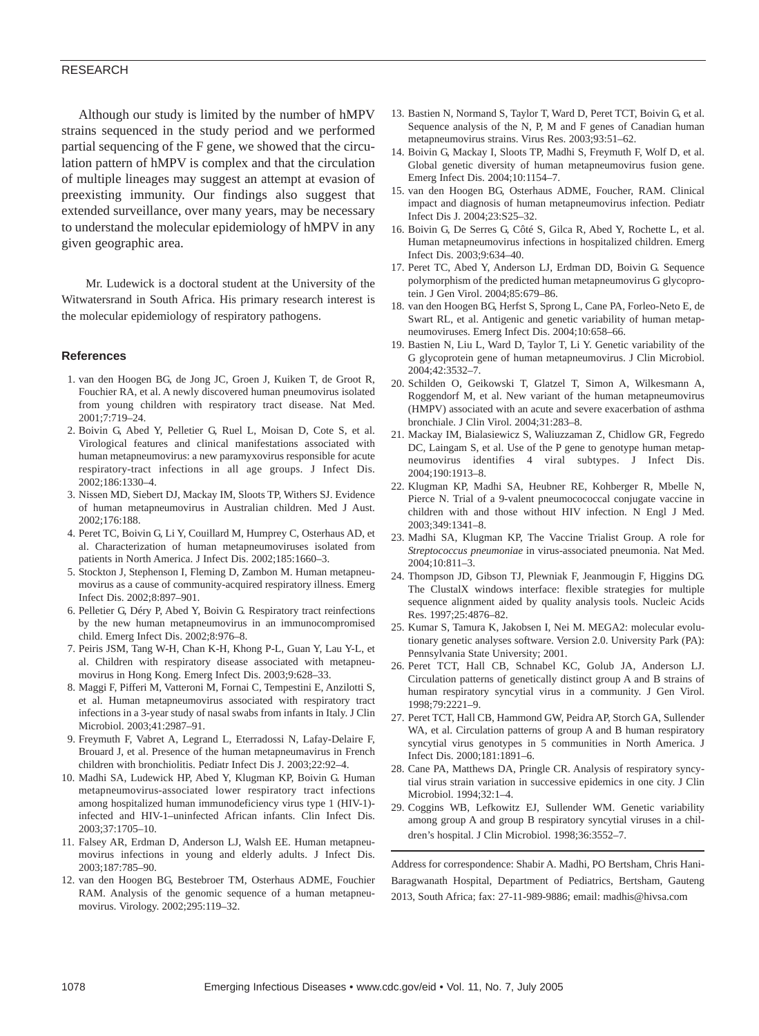Although our study is limited by the number of hMPV strains sequenced in the study period and we performed partial sequencing of the F gene, we showed that the circulation pattern of hMPV is complex and that the circulation of multiple lineages may suggest an attempt at evasion of preexisting immunity. Our findings also suggest that extended surveillance, over many years, may be necessary to understand the molecular epidemiology of hMPV in any given geographic area.

Mr. Ludewick is a doctoral student at the University of the Witwatersrand in South Africa. His primary research interest is the molecular epidemiology of respiratory pathogens.

### References

1. van den Hoogen BG, de Jong JC, Groen J, Kuiken T, de Groot R, Fouchier RA, et al. A newly discovered human pneumovirus isolated from young children with respiratory tract disease. Nat Med. 2001;7:719–24.
2. Boivin G, Abed Y, Pelletier G, Ruel L, Moisan D, Cote S, et al. Virological features and clinical manifestations associated with human metapneumovirus: a new paramyxovirus responsible for acute respiratory-tract infections in all age groups. J Infect Dis. 2002;186:1330–4.
3. Nissen MD, Siebert DJ, Mackay IM, Sloots TP, Withers SJ. Evidence of human metapneumovirus in Australian children. Med J Aust. 2002;176:188.
4. Peret TC, Boivin G, Li Y, Couillard M, Humprey C, Osterhaus AD, et al. Characterization of human metapneumoviruses isolated from patients in North America. J Infect Dis. 2002;185:1660–3.
5. Stockton J, Stephenson I, Fleming D, Zambon M. Human metapneumovirus as a cause of community-acquired respiratory illness. Emerg Infect Dis. 2002;8:897–901.
6. Pelletier G, Déry P, Abed Y, Boivin G. Respiratory tract reinfections by the new human metapneumovirus in an immunocompromised child. Emerg Infect Dis. 2002;8:976–8.
7. Peiris JSM, Tang W-H, Chan K-H, Khong P-L, Guan Y, Lau Y-L, et al. Children with respiratory disease associated with metapneumovirus in Hong Kong. Emerg Infect Dis. 2003;9:628–33.
8. Maggi F, Pifferi M, Vatteroni M, Fornai C, Tempestini E, Anzilotti S, et al. Human metapneumovirus associated with respiratory tract infections in a 3-year study of nasal swabs from infants in Italy. J Clin Microbiol. 2003;41:2987–91.
9. Freymuth F, Vabret A, Legrand L, Eterradossi N, Lafay-Delaire F, Brouard J, et al. Presence of the human metapneumavirus in French children with bronchiolitis. Pediatr Infect Dis J. 2003;22:92–4.
10. Madhi SA, Ludewick HP, Abed Y, Klugman KP, Boivin G. Human metapneumovirus-associated lower respiratory tract infections among hospitalized human immunodeficiency virus type 1 (HIV-1)-infected and HIV-1–uninfected African infants. Clin Infect Dis. 2003;37:1705–10.
11. Falsey AR, Erdman D, Anderson LJ, Walsh EE. Human metapneumovirus infections in young and elderly adults. J Infect Dis. 2003;187:785–90.
12. van den Hoogen BG, Bestebroer TM, Osterhaus ADME, Fouchier RAM. Analysis of the genomic sequence of a human metapneumovirus. Virology. 2002;295:119–32.
13. Bastien N, Normand S, Taylor T, Ward D, Peret TCT, Boivin G, et al. Sequence analysis of the N, P, M and F genes of Canadian human metapneumovirus strains. Virus Res. 2003;93:51–62.
14. Boivin G, Mackay I, Sloots TP, Madhi S, Freymuth F, Wolf D, et al. Global genetic diversity of human metapneumovirus fusion gene. Emerg Infect Dis. 2004;10:1154–7.
15. van den Hoogen BG, Osterhaus ADME, Foucher, RAM. Clinical impact and diagnosis of human metapneumovirus infection. Pediatr Infect Dis J. 2004;23:S25–32.
16. Boivin G, De Serres G, Côté S, Gilca R, Abed Y, Rochette L, et al. Human metapneumovirus infections in hospitalized children. Emerg Infect Dis. 2003;9:634–40.
17. Peret TC, Abed Y, Anderson LJ, Erdman DD, Boivin G. Sequence polymorphism of the predicted human metapneumovirus G glycoprotein. J Gen Virol. 2004;85:679–86.
18. van den Hoogen BG, Herfst S, Sprong L, Cane PA, Forleo-Neto E, de Swart RL, et al. Antigenic and genetic variability of human metapneumoviruses. Emerg Infect Dis. 2004;10:658–66.
19. Bastien N, Liu L, Ward D, Taylor T, Li Y. Genetic variability of the G glycoprotein gene of human metapneumovirus. J Clin Microbiol. 2004;42:3532–7.
20. Schilden O, Geikowski T, Glatzel T, Simon A, Wilkesmann A, Roggendorf M, et al. New variant of the human metapneumovirus (HMPV) associated with an acute and severe exacerbation of asthma bronchiale. J Clin Virol. 2004;31:283–8.
21. Mackay IM, Bialasiewicz S, Waliuzzaman Z, Chidlow GR, Fegredo DC, Laingam S, et al. Use of the P gene to genotype human metapneumovirus identifies 4 viral subtypes. J Infect Dis. 2004;190:1913–8.
22. Klugman KP, Madhi SA, Heubner RE, Kohberger R, Mbelle N, Pierce N. Trial of a 9-valent pneumocococcal conjugate vaccine in children with and those without HIV infection. N Engl J Med. 2003;349:1341–8.
23. Madhi SA, Klugman KP, The Vaccine Trialist Group. A role for *Streptococcus pneumoniae* in virus-associated pneumonia. Nat Med. 2004;10:811–3.
24. Thompson JD, Gibson TJ, Plewniak F, Jeanmougin F, Higgins DG. The ClustalX windows interface: flexible strategies for multiple sequence alignment aided by quality analysis tools. Nucleic Acids Res. 1997;25:4876–82.
25. Kumar S, Tamura K, Jakobsen I, Nei M. MEGA2: molecular evolutionary genetic analyses software. Version 2.0. University Park (PA): Pennsylvania State University; 2001.
26. Peret TCT, Hall CB, Schnabel KC, Golub JA, Anderson LJ. Circulation patterns of genetically distinct group A and B strains of human respiratory syncytial virus in a community. J Gen Virol. 1998;79:2221–9.
27. Peret TCT, Hall CB, Hammond GW, Peidra AP, Storch GA, Sullender WA, et al. Circulation patterns of group A and B human respiratory syncytial virus genotypes in 5 communities in North America. J Infect Dis. 2000;181:1891–6.
28. Cane PA, Matthews DA, Pringle CR. Analysis of respiratory syncytial virus strain variation in successive epidemics in one city. J Clin Microbiol. 1994;32:1–4.
29. Coggins WB, Lefkowitz EJ, Sullender WM. Genetic variability among group A and group B respiratory syncytial viruses in a children's hospital. J Clin Microbiol. 1998;36:3552–7.

Address for correspondence: Shabir A. Madhi, PO Bertsham, Chris Hani-Baragwanath Hospital, Department of Pediatrics, Bertsham, Gauteng 2013, South Africa; fax: 27-11-989-9886; email: madhis@hivsa.com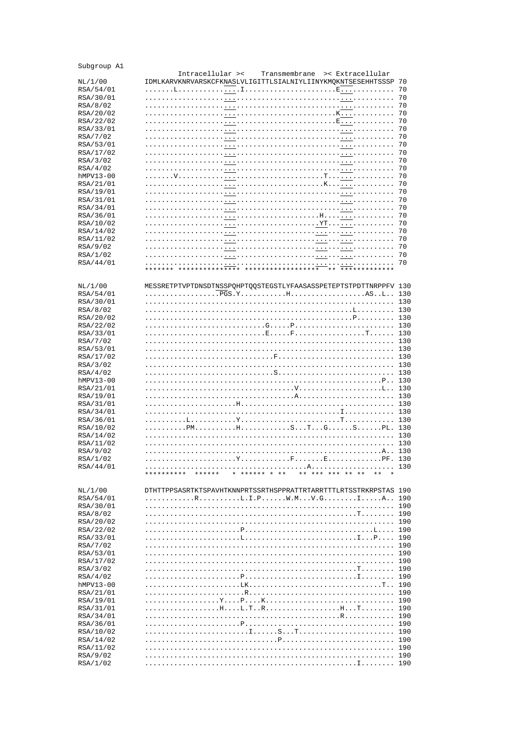Subgroup A1

```
                  Intracellular ><    Transmembrane  >< Extracellular
NL/1/00      IDMLKARVKNRVARSKCFKNASLVLIGITTLSIALNIYLIINYKMQKNTSESEHHTSSSP 70
RSA/54/01    .......L...........I.....................E................. 70
RSA/30/01    ............................................................ 70
RSA/8/02     ............................................................ 70
RSA/20/02    ..........................................K................. 70
RSA/22/02    ..........................................E................. 70
RSA/33/01    ............................................................ 70
RSA/7/02     ............................................................ 70
RSA/53/01    ............................................................ 70
RSA/17/02    ............................................................ 70
RSA/3/02     ............................................................ 70
RSA/4/02     ............................................................ 70
hMPV13-00    .......V............................T....................... 70
RSA/21/01    ....................................K....................... 70
RSA/19/01    ............................................................ 70
RSA/31/01    ............................................................ 70
RSA/34/01    ............................................................ 70
RSA/36/01    ...................................H........................ 70
RSA/10/02    ..................................YT........................ 70
RSA/14/02    ............................................................ 70
RSA/11/02    ............................................................ 70
RSA/9/02     ............................................................ 70
RSA/1/02     ............................................................ 70
RSA/44/01    ............................................................ 70
             ******* ************** ****************** ** ************

NL/1/00      MESSRETPTVPTDNSDTNSSPQHPTQQSTEGSTLYFAASASSPETEPTSTPDTTNRPPFV 130
RSA/54/01    .................PGS.Y...........H..................AS..L.. 130
RSA/30/01    ............................................................ 130
RSA/8/02     ................................................L......... 130
RSA/20/02    ................................................P......... 130
RSA/22/02    ............................G.....P........................ 130
RSA/33/01    ............................E.....F................T...... 130
RSA/7/02     ............................................................ 130
RSA/53/01    ............................................................ 130
RSA/17/02    ..............................F........................... 130
RSA/3/02     ............................................................ 130
RSA/4/02     ..............................S........................... 130
hMPV13-00    .......................................................P.. 130
RSA/21/01    ..................................V....................L.. 130
RSA/19/01    ..................................A....................... 130
RSA/31/01    .....................H.................................... 130
RSA/34/01    ............................................I............ 130
RSA/36/01    ..........L...........Y.......................T............ 130
RSA/10/02    ..........PM..........H............S...T...G......S......PL. 130
RSA/14/02    ............................................................ 130
RSA/11/02    ............................................................ 130
RSA/9/02     .......................................................A.. 130
RSA/1/02     ......................Y............F.......E.............PF. 130
RSA/44/01    ..................................A....................... 130
             **********  ******    * ****** * **    ** *** *** ** **   **  *

NL/1/00      DTHTTPPSASRTKTSPAVHTKNNPRTSSRTHSPPRATTRTARRTTTLRTSSTRKRPSTAS 190
RSA/54/01    ............R..........L.I.P......W.M...V.G........I.....A.. 190
RSA/30/01    ............................................................ 190
RSA/8/02     ................................................T........ 190
RSA/20/02    ............................................................ 190
RSA/22/02    .......................P.............................L.... 190
RSA/33/01    .......................L..........................I...P.... 190
RSA/7/02     ............................................................ 190
RSA/53/01    ............................................................ 190
RSA/17/02    ............................................................ 190
RSA/3/02     ................................................T........ 190
RSA/4/02     .......................P..........................I........ 190
hMPV13-00    .......................LK.................................T.. 190
RSA/21/01    ........................R.................................. 190
RSA/19/01    ..................Y....P....K.............................. 190
RSA/31/01    ..................H....L.T..R..................H...T........ 190
RSA/34/01    .............................................R............ 190
RSA/36/01    .......................P.................................. 190
RSA/10/02    .........................I......S...T...................... 190
RSA/14/02    ...............................P.......................... 190
RSA/11/02    ............................................................ 190
RSA/9/02     ............................................................ 190
RSA/1/02     ................................................I........ 190
```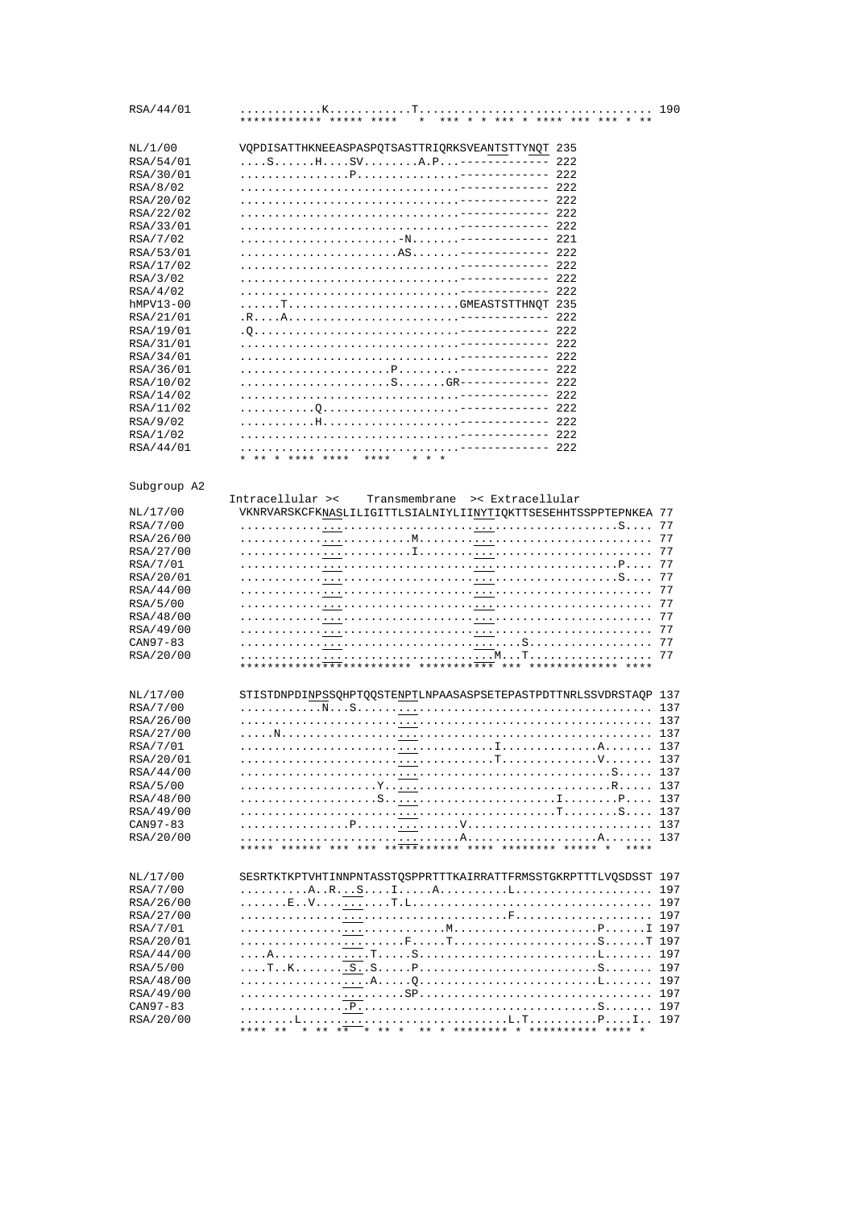```
RSA/44/01       ............K............T................................. 190
                ************ ***** ****   *  *** * * *** * **** *** *** * **

NL/1/00         VQPDISATTHKNEEASPASPQTSASTTRIQRKSVEANTSTTYNQT 235
RSA/54/01       ....S......H....SV........A.P...------------- 222
RSA/30/01       ................P...............------------- 222
RSA/8/02        ................................------------- 222
RSA/20/02       ................................------------- 222
RSA/22/02       ................................------------- 222
RSA/33/01       ................................------------- 222
RSA/7/02        .......................-N.......------------- 221
RSA/53/01       .......................AS.......------------- 222
RSA/17/02       ................................------------- 222
RSA/3/02        ................................------------- 222
RSA/4/02        ................................------------- 222
hMPV13-00       ......T.........................GMEASTSTTHNQT 235
RSA/21/01       .R....A.........................------------- 222
RSA/19/01       .Q..............................------------- 222
RSA/31/01       ................................------------- 222
RSA/34/01       ................................------------- 222
RSA/36/01       ......................P.........------------- 222
RSA/10/02       .......................S.......GR------------ 222
RSA/14/02       ................................------------- 222
RSA/11/02       ...........Q....................------------- 222
RSA/9/02        ...........H....................------------- 222
RSA/1/02        ................................------------- 222
RSA/44/01       ................................------------- 222
                * ** * **** ****  ****   * * *

Subgroup A2
              Intracellular ><    Transmembrane  >< Extracellular
NL/17/00        VKNRVARSKCFKNASLILIGITTLSIALNIYLIINYTIQKTTSESEHHTSSPPTEPNKEA 77
RSA/7/00        ..........................................................S.... 77
RSA/26/00       .......................M....................................... 77
RSA/27/00       .......................I....................................... 77
RSA/7/01        ..........................................................P.... 77
RSA/20/01       ..........................................................S.... 77
RSA/44/00       ............................................................... 77
RSA/5/00        ............................................................... 77
RSA/48/00       ............................................................... 77
RSA/49/00       ............................................................... 77
CAN97-83        ..................................S............................ 77
RSA/20/00       ................................M...T.......................... 77
                ************************ *********** *** ************** ****

NL/17/00        STISTDNPDINPSSQHPTQQSTENPTLNPAASASPSETEPASTPDTTNRLSSVDRSTAQP 137
RSA/7/00        ............N...S............................................ 137
RSA/26/00       ............................................................. 137
RSA/27/00       .....N....................................................... 137
RSA/7/01        ..............................I..............A............... 137
RSA/20/01       ...........................T.............V................... 137
RSA/44/00       .......................................................S..... 137
RSA/5/00        ....................Y................................R....... 137
RSA/48/00       ....................S......................I........P........ 137
RSA/49/00       ..........................................T........S......... 137
CAN97-83        ................P.............V.............................. 137
RSA/20/00       ...............................A...................A......... 137
                ***** ****** *** *** *********** **** ******** ***** *  ****

NL/17/00        SESRTKTKPTVHTINNPNTASSTQSPPRTTTKAIRRATTFRMSSTGKRPTTTLVQSDSST 197
RSA/7/00        ..........A..R...S....I.....A..........L..................... 197
RSA/26/00       .......E..V...........T.L.................................... 197
RSA/27/00       .....................................F....................... 197
RSA/7/01        ..........................M.....................P......I 197
RSA/20/01       ....................F.....T.....................S......T 197
RSA/44/00       ....A..............T.....S..........................L....... 197
RSA/5/00        ....T..K.......S..S.....P...........................S....... 197
RSA/48/00       .................A.....Q............................L....... 197
RSA/49/00       ...................SP........................................ 197
CAN97-83        ...............P..................................S.......... 197
RSA/20/00       ........L...........................L.T..........P.....I.. 197
                **** **  * ** **  * ** *  ** * ******** * ********** **** *
```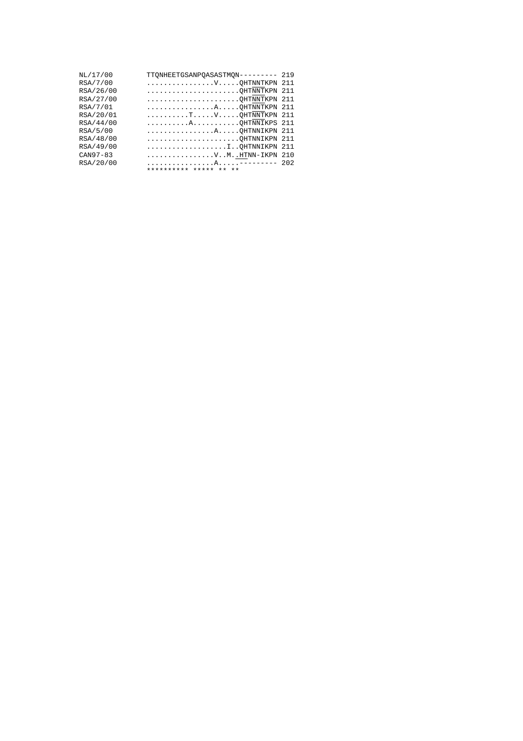```
NL/17/00       TTQNHEETGSANPQASASTMQN--------- 219
RSA/7/00       ................V.....QHTNNTKPN 211
RSA/26/00      ......................QHTNNTKPN 211
RSA/27/00      ......................QHTNNTKPN 211
RSA/7/01       ................A.....QHTNNTKPN 211
RSA/20/01      ..........T.....V.....QHTNNTKPN 211
RSA/44/00      ..........A...........QHTNNIKPS 211
RSA/5/00       ................A.....QHTNNIKPN 211
RSA/48/00      ......................QHTNNIKPN 211
RSA/49/00      ...................I..QHTNNIKPN 211
CAN97-83       ................V..M..HTNN-IKPN 210
RSA/20/00      ................A.....--------- 202
               ********** ***** ** **
```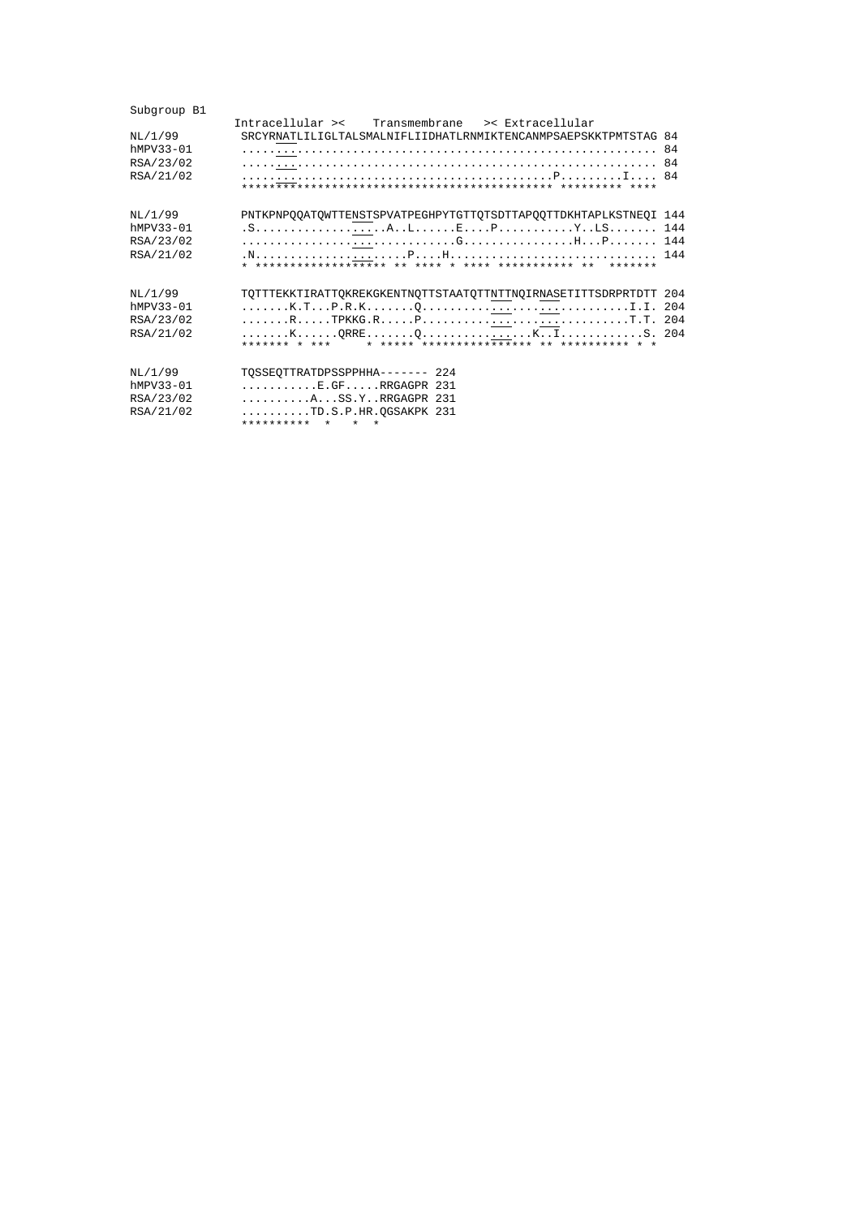Subgroup B1

```
             Intracellular ><    Transmembrane   >< Extracellular
NL/1/99      SRCYRNATLILIGLTALSMALNIFLIIDHATLRNMIKTENCANMPSAEPSKKTPMTSTAG 84
hMPV33-01    ............................................................ 84
RSA/23/02    ............................................................ 84
RSA/21/02    ..........................................P.........I.... 84
             ********************************************* ********* ****

NL/1/99      PNTKPNPQQATQWTTENSTSPVATPEGHPYTGTTQTSDTTAPQQTTDKHTAPLKSTNEQI 144
hMPV33-01    .S...............A..L......E....P...........Y..LS....... 144
RSA/23/02    ...........................G................H...P....... 144
RSA/21/02    .N..................P....H.............................. 144
             * ****************** ** **** * **** *********** **  *******

NL/1/99      TQTTTEKKTIRATTQKREKGKENTNQTTSTAATQTTNTTNQIRNASETITTSDRPRTDTT 204
hMPV33-01    .......K.T...P.R.K.......Q.............................I.I. 204
RSA/23/02    .......R.....TPKKG.R.....P.............................T.T. 204
RSA/21/02    .......K......QRRE.......Q................K..I............S. 204
             ******* * ***     * ***** **************** ** ********** * *

NL/1/99      TQSSEQTTRATDPSSPPHHA------- 224
hMPV33-01    ...........E.GF.....RRGAGPR 231
RSA/23/02    ..........A...SS.Y..RRGAGPR 231
RSA/21/02    ..........TD.S.P.HR.QGSAKPK 231
             **********  *    *  *
```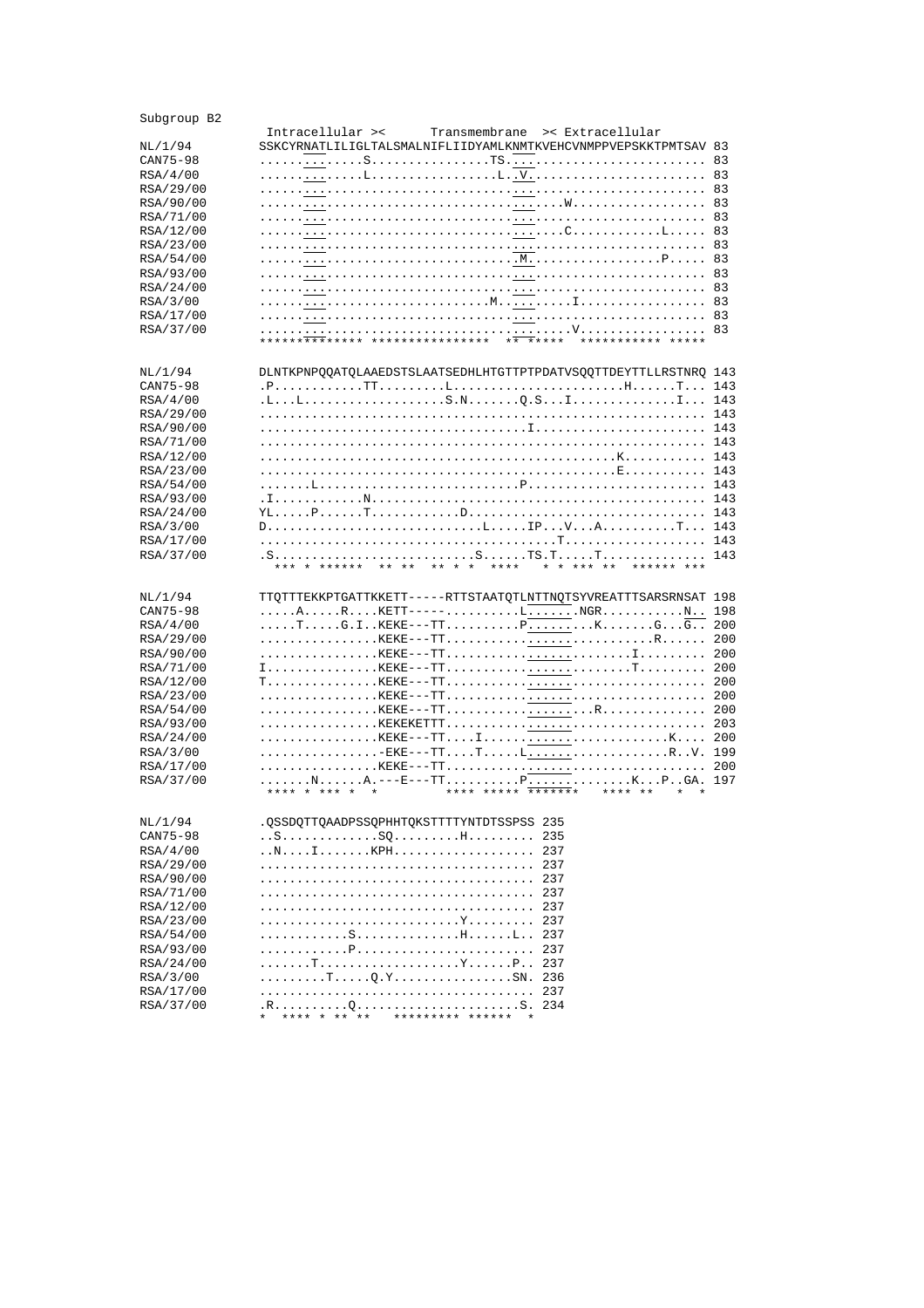Subgroup B2

```
            Intracellular ><      Transmembrane  >< Extracellular
NL/1/94     SSKCYRNATLILIGLTALSMALNIFLIIDYAMLKNMTKVEHCVNMPPVEPSKKTPMTSAV 83
CAN75-98    ............S................TS.......................... 83
RSA/4/00    ............L.................L..V....................... 83
RSA/29/00   ......................................................... 83
RSA/90/00   .....................................W................... 83
RSA/71/00   ......................................................... 83
RSA/12/00   ..................................C...........L.......... 83
RSA/23/00   ......................................................... 83
RSA/54/00   ..............................M.................P........ 83
RSA/93/00   ......................................................... 83
RSA/24/00   ......................................................... 83
RSA/3/00    ...........................M.........I................... 83
RSA/17/00   ......................................................... 83
RSA/37/00   ....................................V.................... 83
            ************* ****************  ** *****  *********** *****

NL/1/94     DLNTKPNPQQATQLAAEDSTSLAATSEDHLHTGTTPTPDATVSQQTTDEYTTLLRSTNRQ 143
CAN75-98    .P............TT.........L......................H......T... 143
RSA/4/00    .L...L..................S.N.......Q.S...I.............I... 143
RSA/29/00   .......................................................... 143
RSA/90/00   ..................................I....................... 143
RSA/71/00   .......................................................... 143
RSA/12/00   ..............................................K........... 143
RSA/23/00   ..............................................E........... 143
RSA/54/00   .......L..........................P....................... 143
RSA/93/00   .I...........N............................................ 143
RSA/24/00   YL.....P......T............D.............................. 143
RSA/3/00    D...........................L....IP...V...A..........T... 143
RSA/17/00   .......................................T.................. 143
RSA/37/00   .S..........................S......TS.T.....T............. 143
             *** * ******  ** **  ** * *  ****   * * *** **  ****** ***

NL/1/94     TTQTTTEKKPTGATTKKETT-----RTTSTAATQTLNTTNQTSYVREATTSARSRNSAT 198
CAN75-98    .....A.....R....KETT-----..........L........NGR...........N.. 198
RSA/4/00    .....T.....G.I..KEKE---TT..........P.........K.......G...G.. 200
RSA/29/00   ................KEKE---TT............................R...... 200
RSA/90/00   ................KEKE---TT.........................I......... 200
RSA/71/00   I...............KEKE---TT.........................T......... 200
RSA/12/00   T...............KEKE---TT................................... 200
RSA/23/00   ................KEKE---TT................................... 200
RSA/54/00   ................KEKE---TT..................R................ 200
RSA/93/00   ................KEKEKETTT................................... 203
RSA/24/00   ................KEKE---TT....I.........................K.... 200
RSA/3/00    ................-EKE---TT....T.....L..................R..V. 199
RSA/17/00   ................KEKE---TT................................... 200
RSA/37/00   .......N......A.---E---TT..........P...............K...P..GA. 197
             **** * *** *  *         **** ***** *******   **** **    *  *

NL/1/94     .QSSDQTTQAADPSSQPHHTQKSTTTTYNTDTSSPSS 235
CAN75-98    ..S.............SQ.........H......... 235
RSA/4/00    ..N....I.......KPH................... 237
RSA/29/00   ..................................... 237
RSA/90/00   ..................................... 237
RSA/71/00   ..................................... 237
RSA/12/00   ..................................... 237
RSA/23/00   ...........................Y......... 237
RSA/54/00   ............S..............H......L.. 237
RSA/93/00   ............P........................ 237
RSA/24/00   .......T..................Y......P.. 237
RSA/3/00    .........T.....Q.Y...............SN. 236
RSA/17/00   ..................................... 237
RSA/37/00   .R..........Q.......................S. 234
            *  **** * ** **   ********* ******  *
```